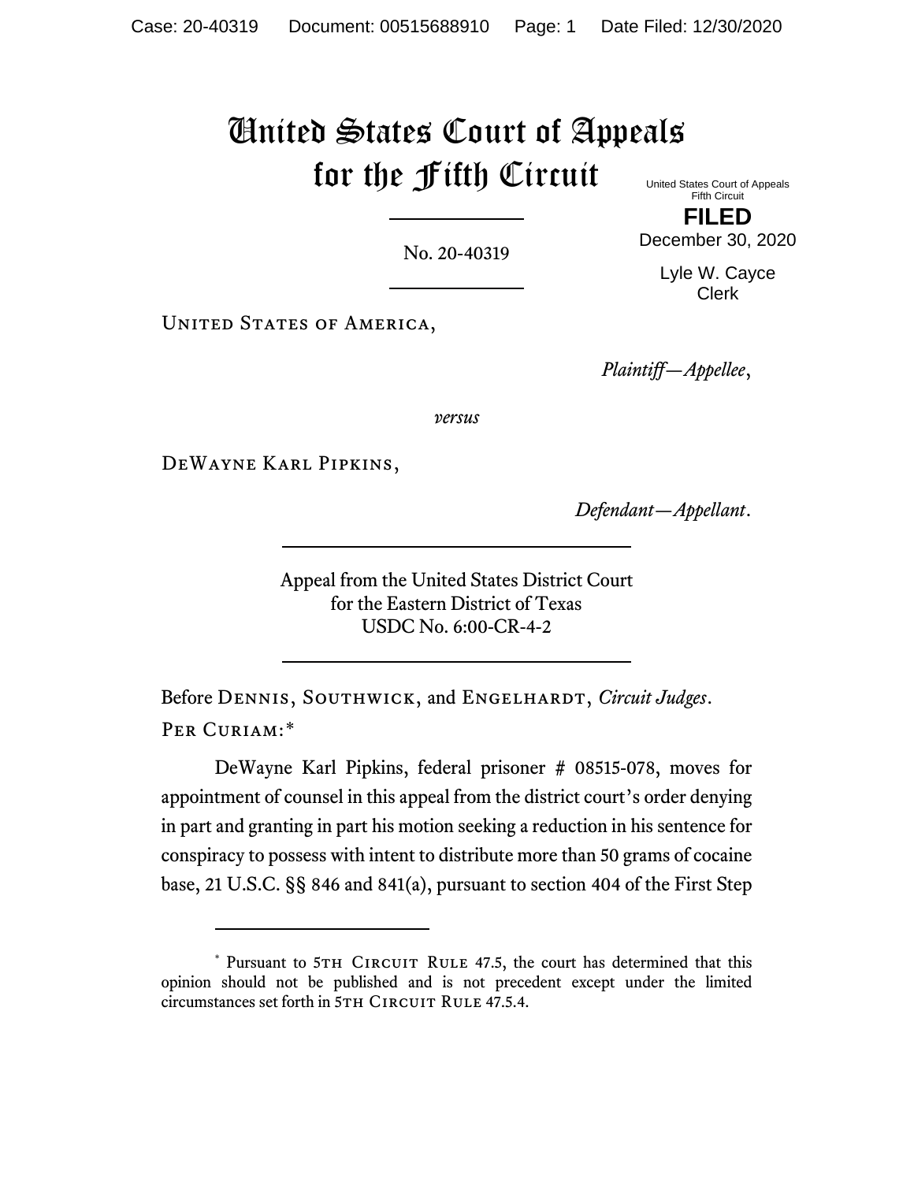# United States Court of Appeals for the Fifth Circuit

United States Court of Appeals
Fifth Circuit

**FILED**

December 30, 2020

Lyle W. Cayce
Clerk

No. 20-40319

United States of America,

*Plaintiff—Appellee*,

*versus*

DeWayne Karl Pipkins,

*Defendant—Appellant*.

Appeal from the United States District Court
for the Eastern District of Texas
USDC No. 6:00-CR-4-2

Before Dennis, Southwick, and Engelhardt, *Circuit Judges*.

Per Curiam:*

DeWayne Karl Pipkins, federal prisoner # 08515-078, moves for appointment of counsel in this appeal from the district court's order denying in part and granting in part his motion seeking a reduction in his sentence for conspiracy to possess with intent to distribute more than 50 grams of cocaine base, 21 U.S.C. §§ 846 and 841(a), pursuant to section 404 of the First Step

---

* Pursuant to 5th Circuit Rule 47.5, the court has determined that this opinion should not be published and is not precedent except under the limited circumstances set forth in 5th Circuit Rule 47.5.4.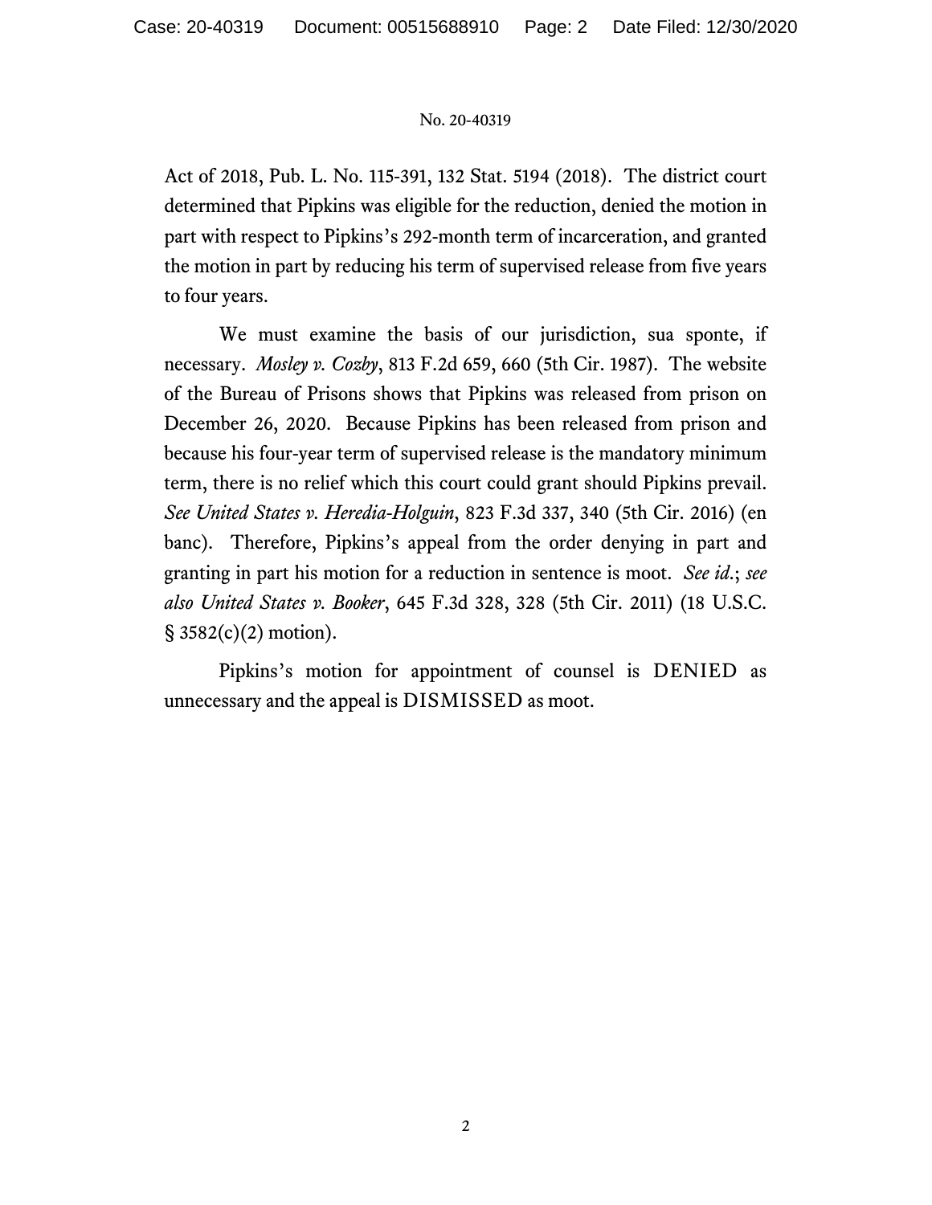Act of 2018, Pub. L. No. 115-391, 132 Stat. 5194 (2018). The district court determined that Pipkins was eligible for the reduction, denied the motion in part with respect to Pipkins's 292-month term of incarceration, and granted the motion in part by reducing his term of supervised release from five years to four years.

We must examine the basis of our jurisdiction, sua sponte, if necessary. *Mosley v. Cozby*, 813 F.2d 659, 660 (5th Cir. 1987). The website of the Bureau of Prisons shows that Pipkins was released from prison on December 26, 2020. Because Pipkins has been released from prison and because his four-year term of supervised release is the mandatory minimum term, there is no relief which this court could grant should Pipkins prevail. *See United States v. Heredia-Holguin*, 823 F.3d 337, 340 (5th Cir. 2016) (en banc). Therefore, Pipkins's appeal from the order denying in part and granting in part his motion for a reduction in sentence is moot. *See id.*; *see also United States v. Booker*, 645 F.3d 328, 328 (5th Cir. 2011) (18 U.S.C. § 3582(c)(2) motion).

Pipkins's motion for appointment of counsel is DENIED as unnecessary and the appeal is DISMISSED as moot.